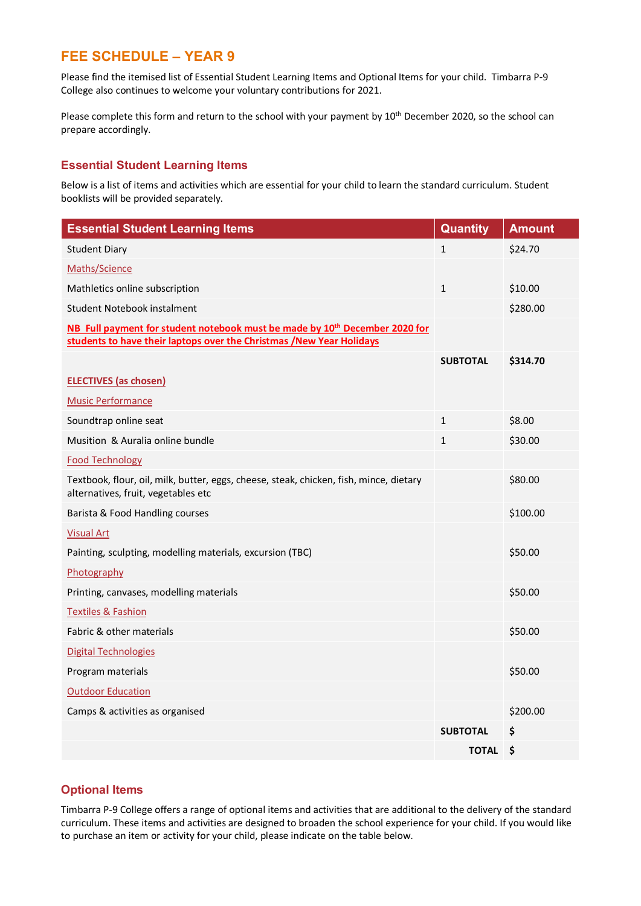# FEE SCHEDULE – YEAR 9

Please find the itemised list of Essential Student Learning Items and Optional Items for your child. Timbarra P-9 College also continues to welcome your voluntary contributions for 2021.

Please complete this form and return to the school with your payment by 10th December 2020, so the school can prepare accordingly.

## Essential Student Learning Items

Below is a list of items and activities which are essential for your child to learn the standard curriculum. Student booklists will be provided separately.

| Essential Student Learning Items | Quantity | Amount |
|---|---|---|
| Student Diary | 1 | $24.70 |
| Maths/Science | | |
| Mathletics online subscription | 1 | $10.00 |
| Student Notebook instalment | | $280.00 |
| **NB Full payment for student notebook must be made by 10th December 2020 for students to have their laptops over the Christmas /New Year Holidays** | | |
| | **SUBTOTAL** | **$314.70** |
| **ELECTIVES (as chosen)** | | |
| Music Performance | | |
| Soundtrap online seat | 1 | $8.00 |
| Musition & Auralia online bundle | 1 | $30.00 |
| Food Technology | | |
| Textbook, flour, oil, milk, butter, eggs, cheese, steak, chicken, fish, mince, dietary alternatives, fruit, vegetables etc | | $80.00 |
| Barista & Food Handling courses | | $100.00 |
| Visual Art | | |
| Painting, sculpting, modelling materials, excursion (TBC) | | $50.00 |
| Photography | | |
| Printing, canvases, modelling materials | | $50.00 |
| Textiles & Fashion | | |
| Fabric & other materials | | $50.00 |
| Digital Technologies | | |
| Program materials | | $50.00 |
| Outdoor Education | | |
| Camps & activities as organised | | $200.00 |
| | **SUBTOTAL** | **$** |
| | **TOTAL** | **$** |

## Optional Items

Timbarra P-9 College offers a range of optional items and activities that are additional to the delivery of the standard curriculum. These items and activities are designed to broaden the school experience for your child. If you would like to purchase an item or activity for your child, please indicate on the table below.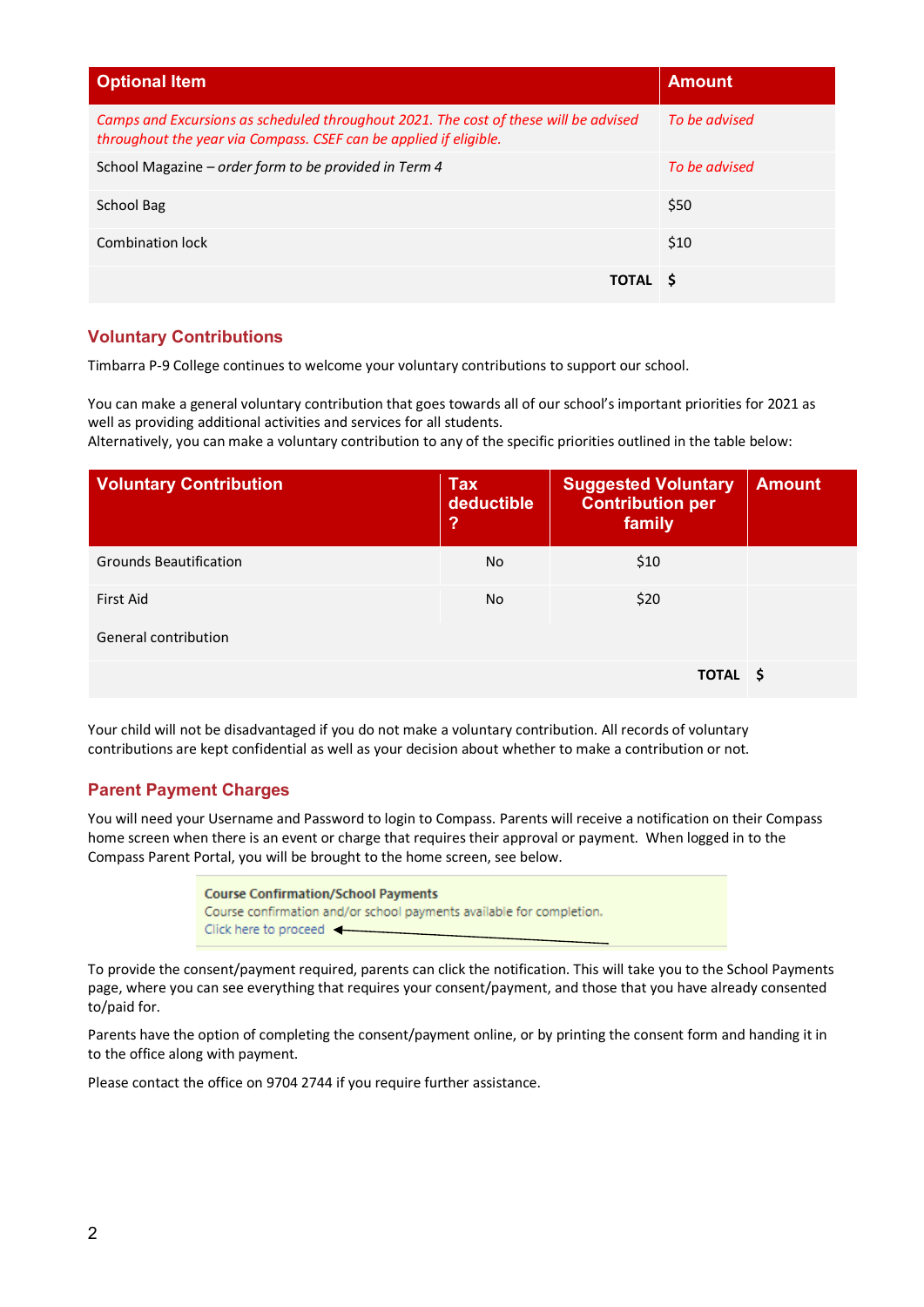| Optional Item | Amount |
|---|---|
| *Camps and Excursions as scheduled throughout 2021. The cost of these will be advised throughout the year via Compass. CSEF can be applied if eligible.* | *To be advised* |
| School Magazine – *order form to be provided in Term 4* | *To be advised* |
| School Bag | $50 |
| Combination lock | $10 |
| **TOTAL** | **$** |

## Voluntary Contributions

Timbarra P-9 College continues to welcome your voluntary contributions to support our school.

You can make a general voluntary contribution that goes towards all of our school's important priorities for 2021 as well as providing additional activities and services for all students.
Alternatively, you can make a voluntary contribution to any of the specific priorities outlined in the table below:

| Voluntary Contribution | Tax deductible ? | Suggested Voluntary Contribution per family | Amount |
|---|---|---|---|
| Grounds Beautification | No | $10 | |
| First Aid | No | $20 | |
| General contribution | | | |
| | | **TOTAL** | **$** |

Your child will not be disadvantaged if you do not make a voluntary contribution. All records of voluntary contributions are kept confidential as well as your decision about whether to make a contribution or not.

## Parent Payment Charges

You will need your Username and Password to login to Compass. Parents will receive a notification on their Compass home screen when there is an event or charge that requires their approval or payment. When logged in to the Compass Parent Portal, you will be brought to the home screen, see below.

**Course Confirmation/School Payments**
Course confirmation and/or school payments available for completion.
Click here to proceed

To provide the consent/payment required, parents can click the notification. This will take you to the School Payments page, where you can see everything that requires your consent/payment, and those that you have already consented to/paid for.

Parents have the option of completing the consent/payment online, or by printing the consent form and handing it in to the office along with payment.

Please contact the office on 9704 2744 if you require further assistance.